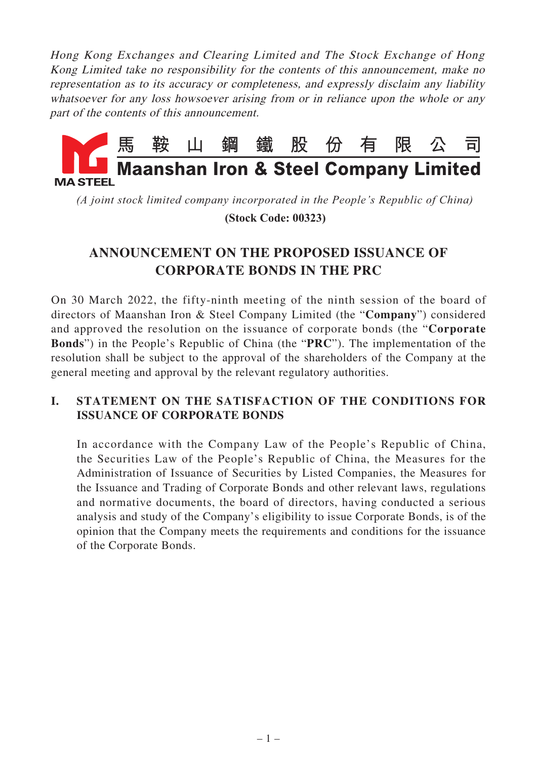*Hong Kong Exchanges and Clearing Limited and The Stock Exchange of Hong Kong Limited take no responsibility for the contents of this announcement, make no representation as to its accuracy or completeness, and expressly disclaim any liability whatsoever for any loss howsoever arising from or in reliance upon the whole or any part of the contents of this announcement.*

**馬鞍山鋼鐵股份有限公司**

**Maanshan Iron & Steel Company Limited**

*(A joint stock limited company incorporated in the People's Republic of China)*

**(Stock Code: 00323)**

# ANNOUNCEMENT ON THE PROPOSED ISSUANCE OF CORPORATE BONDS IN THE PRC

On 30 March 2022, the fifty-ninth meeting of the ninth session of the board of directors of Maanshan Iron & Steel Company Limited (the "**Company**") considered and approved the resolution on the issuance of corporate bonds (the "**Corporate Bonds**") in the People's Republic of China (the "**PRC**"). The implementation of the resolution shall be subject to the approval of the shareholders of the Company at the general meeting and approval by the relevant regulatory authorities.

## I. STATEMENT ON THE SATISFACTION OF THE CONDITIONS FOR ISSUANCE OF CORPORATE BONDS

In accordance with the Company Law of the People's Republic of China, the Securities Law of the People's Republic of China, the Measures for the Administration of Issuance of Securities by Listed Companies, the Measures for the Issuance and Trading of Corporate Bonds and other relevant laws, regulations and normative documents, the board of directors, having conducted a serious analysis and study of the Company's eligibility to issue Corporate Bonds, is of the opinion that the Company meets the requirements and conditions for the issuance of the Corporate Bonds.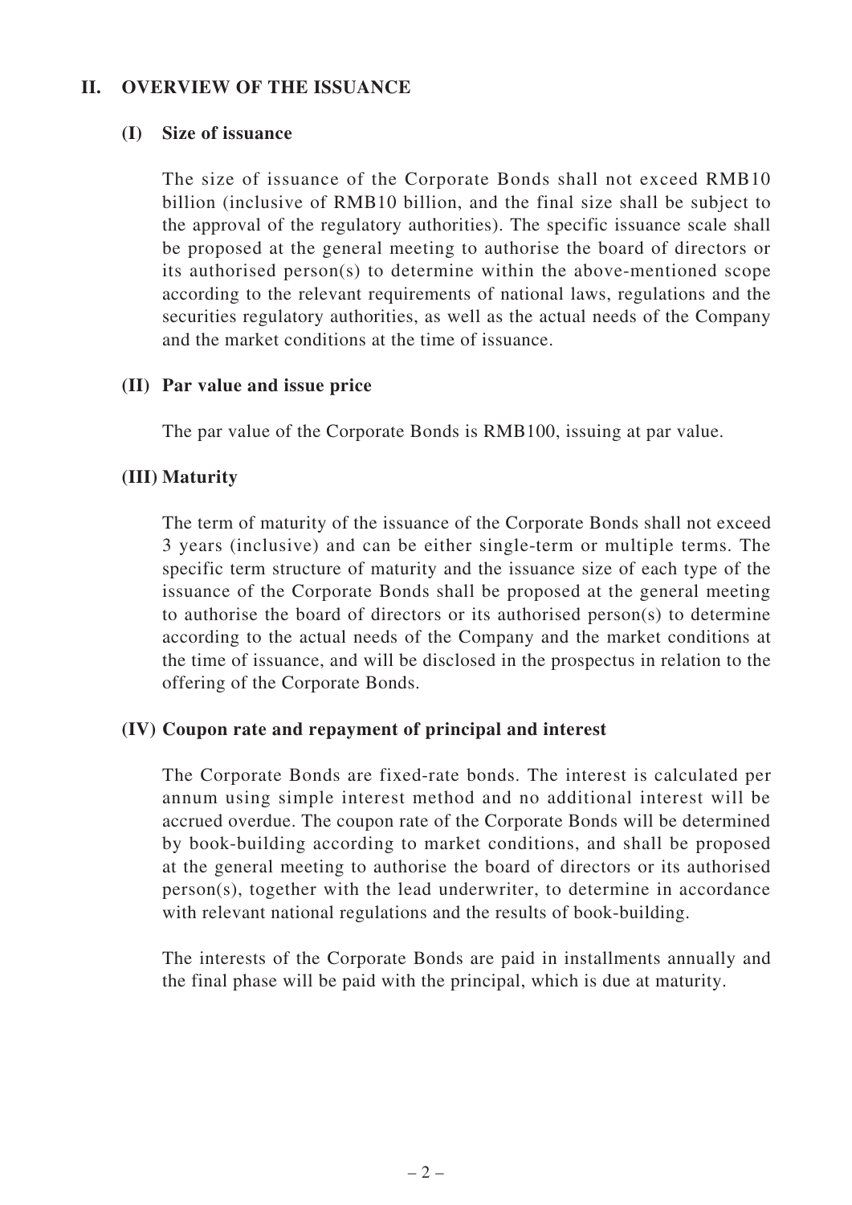## II. OVERVIEW OF THE ISSUANCE

### (I) Size of issuance

The size of issuance of the Corporate Bonds shall not exceed RMB10 billion (inclusive of RMB10 billion, and the final size shall be subject to the approval of the regulatory authorities). The specific issuance scale shall be proposed at the general meeting to authorise the board of directors or its authorised person(s) to determine within the above-mentioned scope according to the relevant requirements of national laws, regulations and the securities regulatory authorities, as well as the actual needs of the Company and the market conditions at the time of issuance.

### (II) Par value and issue price

The par value of the Corporate Bonds is RMB100, issuing at par value.

### (III) Maturity

The term of maturity of the issuance of the Corporate Bonds shall not exceed 3 years (inclusive) and can be either single-term or multiple terms. The specific term structure of maturity and the issuance size of each type of the issuance of the Corporate Bonds shall be proposed at the general meeting to authorise the board of directors or its authorised person(s) to determine according to the actual needs of the Company and the market conditions at the time of issuance, and will be disclosed in the prospectus in relation to the offering of the Corporate Bonds.

### (IV) Coupon rate and repayment of principal and interest

The Corporate Bonds are fixed-rate bonds. The interest is calculated per annum using simple interest method and no additional interest will be accrued overdue. The coupon rate of the Corporate Bonds will be determined by book-building according to market conditions, and shall be proposed at the general meeting to authorise the board of directors or its authorised person(s), together with the lead underwriter, to determine in accordance with relevant national regulations and the results of book-building.

The interests of the Corporate Bonds are paid in installments annually and the final phase will be paid with the principal, which is due at maturity.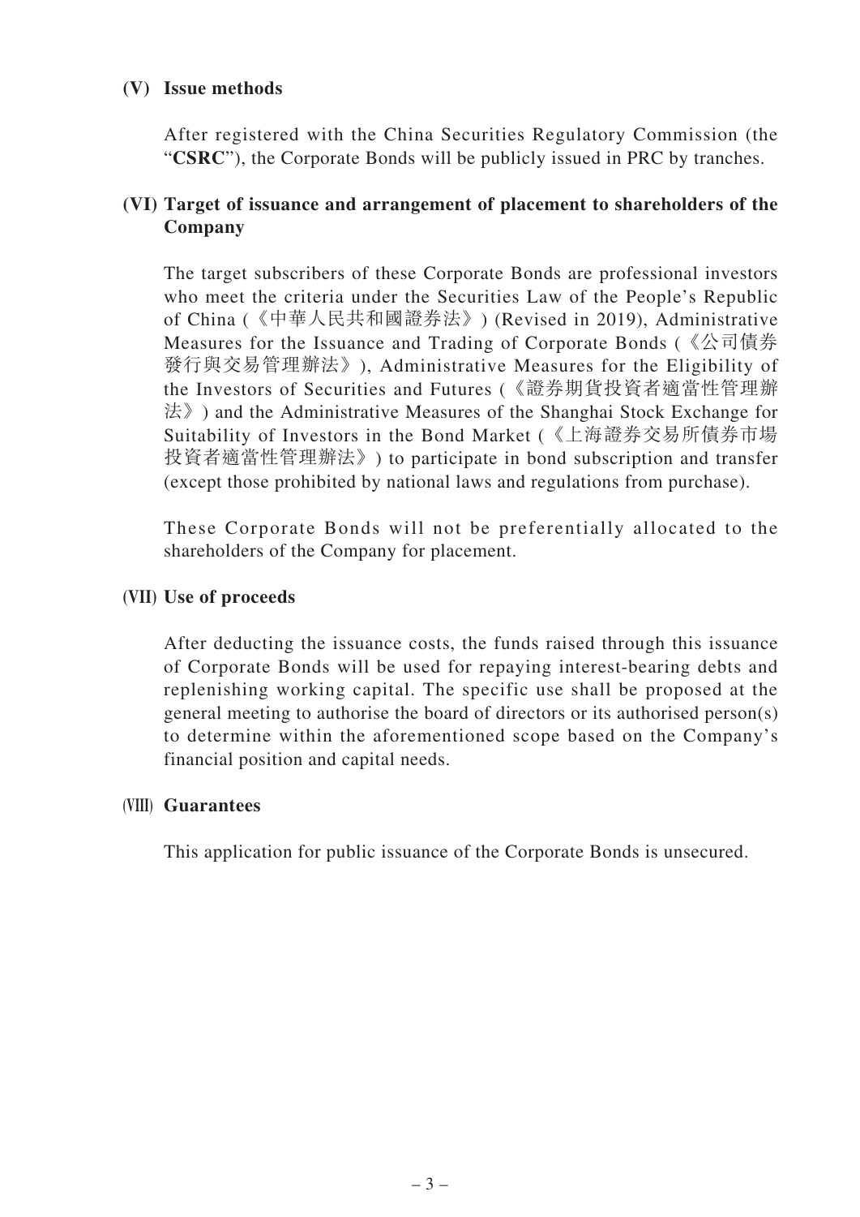**(V) Issue methods**

After registered with the China Securities Regulatory Commission (the "**CSRC**"), the Corporate Bonds will be publicly issued in PRC by tranches.

**(VI) Target of issuance and arrangement of placement to shareholders of the Company**

The target subscribers of these Corporate Bonds are professional investors who meet the criteria under the Securities Law of the People's Republic of China (《中華人民共和國證券法》) (Revised in 2019), Administrative Measures for the Issuance and Trading of Corporate Bonds (《公司債券發行與交易管理辦法》), Administrative Measures for the Eligibility of the Investors of Securities and Futures (《證券期貨投資者適當性管理辦法》) and the Administrative Measures of the Shanghai Stock Exchange for Suitability of Investors in the Bond Market (《上海證券交易所債券市場投資者適當性管理辦法》) to participate in bond subscription and transfer (except those prohibited by national laws and regulations from purchase).

These Corporate Bonds will not be preferentially allocated to the shareholders of the Company for placement.

**(VII) Use of proceeds**

After deducting the issuance costs, the funds raised through this issuance of Corporate Bonds will be used for repaying interest-bearing debts and replenishing working capital. The specific use shall be proposed at the general meeting to authorise the board of directors or its authorised person(s) to determine within the aforementioned scope based on the Company's financial position and capital needs.

**(VIII) Guarantees**

This application for public issuance of the Corporate Bonds is unsecured.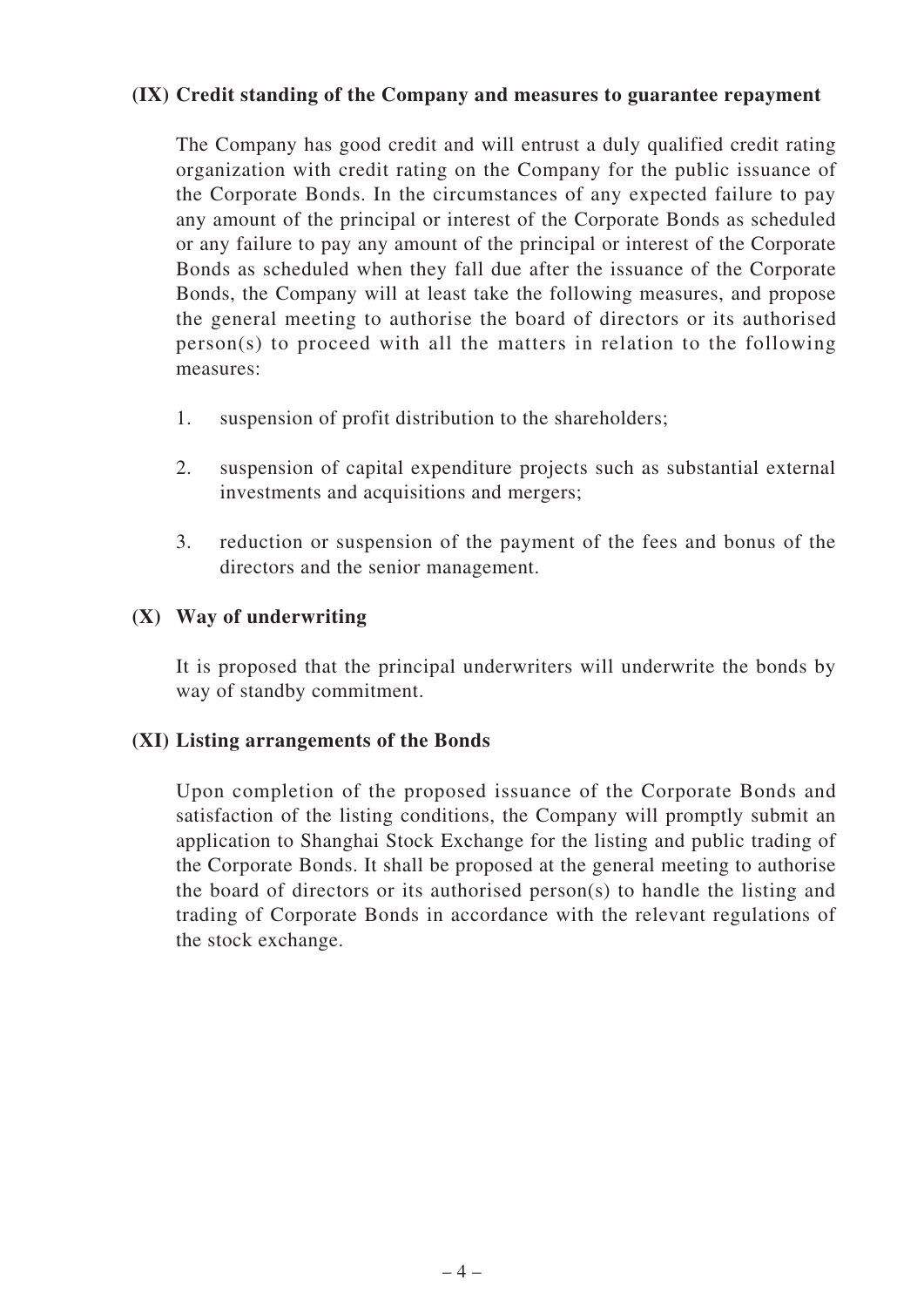**(IX) Credit standing of the Company and measures to guarantee repayment**

The Company has good credit and will entrust a duly qualified credit rating organization with credit rating on the Company for the public issuance of the Corporate Bonds. In the circumstances of any expected failure to pay any amount of the principal or interest of the Corporate Bonds as scheduled or any failure to pay any amount of the principal or interest of the Corporate Bonds as scheduled when they fall due after the issuance of the Corporate Bonds, the Company will at least take the following measures, and propose the general meeting to authorise the board of directors or its authorised person(s) to proceed with all the matters in relation to the following measures:

1. suspension of profit distribution to the shareholders;

2. suspension of capital expenditure projects such as substantial external investments and acquisitions and mergers;

3. reduction or suspension of the payment of the fees and bonus of the directors and the senior management.

**(X) Way of underwriting**

It is proposed that the principal underwriters will underwrite the bonds by way of standby commitment.

**(XI) Listing arrangements of the Bonds**

Upon completion of the proposed issuance of the Corporate Bonds and satisfaction of the listing conditions, the Company will promptly submit an application to Shanghai Stock Exchange for the listing and public trading of the Corporate Bonds. It shall be proposed at the general meeting to authorise the board of directors or its authorised person(s) to handle the listing and trading of Corporate Bonds in accordance with the relevant regulations of the stock exchange.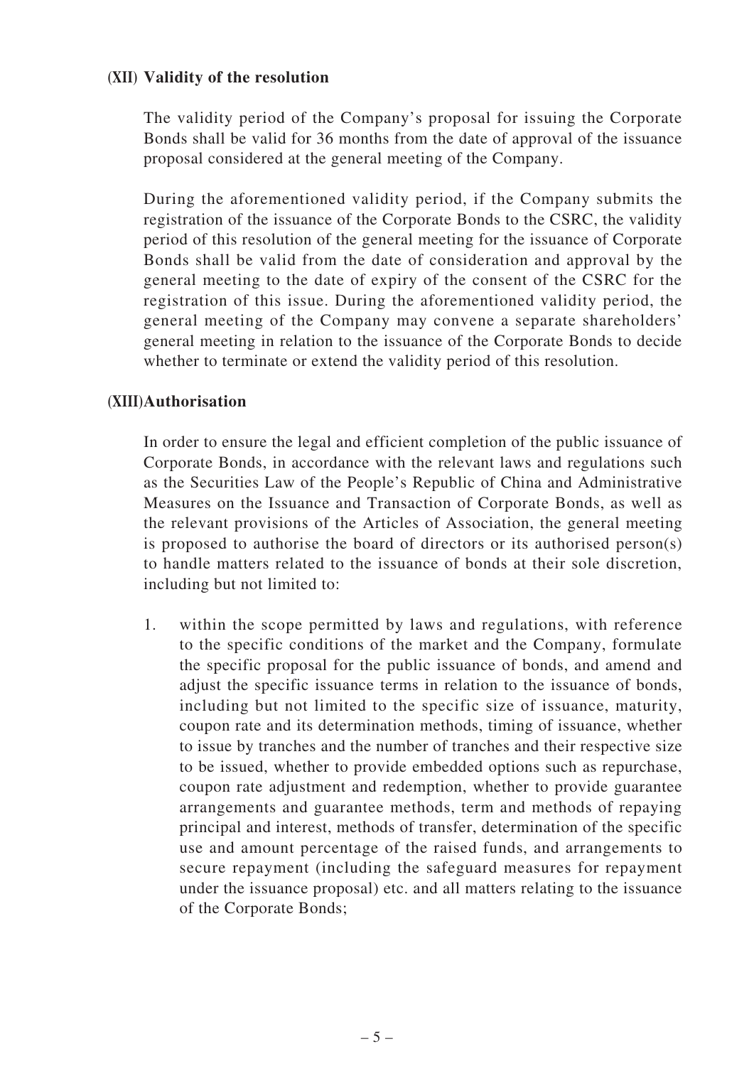### (XII) Validity of the resolution

The validity period of the Company's proposal for issuing the Corporate Bonds shall be valid for 36 months from the date of approval of the issuance proposal considered at the general meeting of the Company.

During the aforementioned validity period, if the Company submits the registration of the issuance of the Corporate Bonds to the CSRC, the validity period of this resolution of the general meeting for the issuance of Corporate Bonds shall be valid from the date of consideration and approval by the general meeting to the date of expiry of the consent of the CSRC for the registration of this issue. During the aforementioned validity period, the general meeting of the Company may convene a separate shareholders' general meeting in relation to the issuance of the Corporate Bonds to decide whether to terminate or extend the validity period of this resolution.

### (XIII) Authorisation

In order to ensure the legal and efficient completion of the public issuance of Corporate Bonds, in accordance with the relevant laws and regulations such as the Securities Law of the People's Republic of China and Administrative Measures on the Issuance and Transaction of Corporate Bonds, as well as the relevant provisions of the Articles of Association, the general meeting is proposed to authorise the board of directors or its authorised person(s) to handle matters related to the issuance of bonds at their sole discretion, including but not limited to:

1. within the scope permitted by laws and regulations, with reference to the specific conditions of the market and the Company, formulate the specific proposal for the public issuance of bonds, and amend and adjust the specific issuance terms in relation to the issuance of bonds, including but not limited to the specific size of issuance, maturity, coupon rate and its determination methods, timing of issuance, whether to issue by tranches and the number of tranches and their respective size to be issued, whether to provide embedded options such as repurchase, coupon rate adjustment and redemption, whether to provide guarantee arrangements and guarantee methods, term and methods of repaying principal and interest, methods of transfer, determination of the specific use and amount percentage of the raised funds, and arrangements to secure repayment (including the safeguard measures for repayment under the issuance proposal) etc. and all matters relating to the issuance of the Corporate Bonds;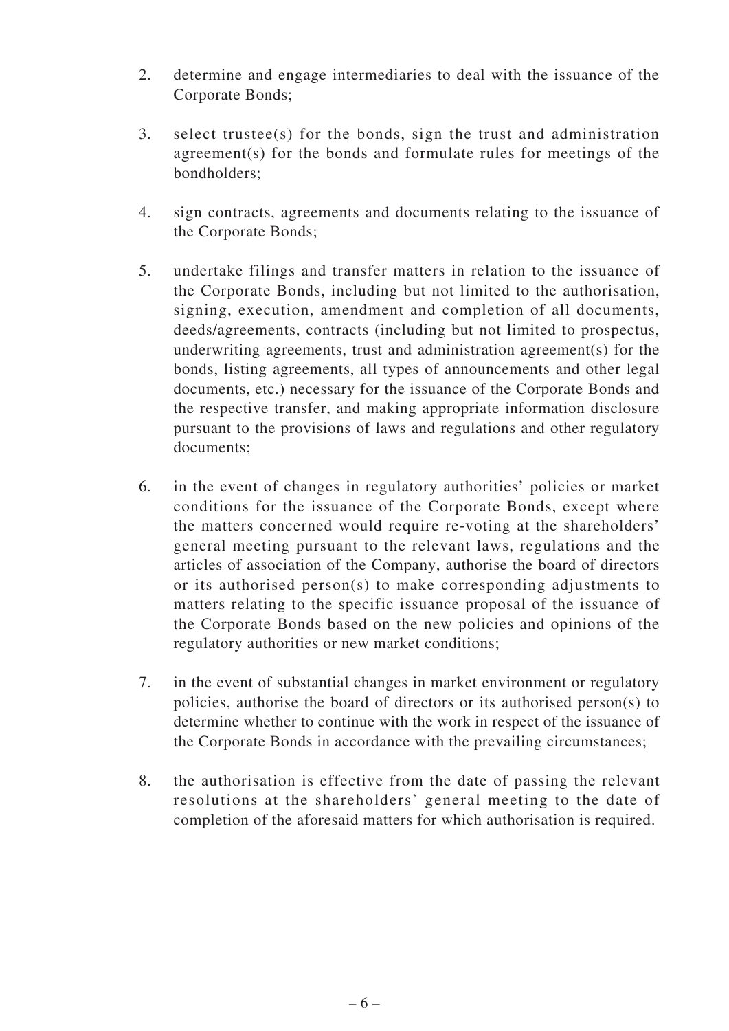2. determine and engage intermediaries to deal with the issuance of the Corporate Bonds;

3. select trustee(s) for the bonds, sign the trust and administration agreement(s) for the bonds and formulate rules for meetings of the bondholders;

4. sign contracts, agreements and documents relating to the issuance of the Corporate Bonds;

5. undertake filings and transfer matters in relation to the issuance of the Corporate Bonds, including but not limited to the authorisation, signing, execution, amendment and completion of all documents, deeds/agreements, contracts (including but not limited to prospectus, underwriting agreements, trust and administration agreement(s) for the bonds, listing agreements, all types of announcements and other legal documents, etc.) necessary for the issuance of the Corporate Bonds and the respective transfer, and making appropriate information disclosure pursuant to the provisions of laws and regulations and other regulatory documents;

6. in the event of changes in regulatory authorities' policies or market conditions for the issuance of the Corporate Bonds, except where the matters concerned would require re-voting at the shareholders' general meeting pursuant to the relevant laws, regulations and the articles of association of the Company, authorise the board of directors or its authorised person(s) to make corresponding adjustments to matters relating to the specific issuance proposal of the issuance of the Corporate Bonds based on the new policies and opinions of the regulatory authorities or new market conditions;

7. in the event of substantial changes in market environment or regulatory policies, authorise the board of directors or its authorised person(s) to determine whether to continue with the work in respect of the issuance of the Corporate Bonds in accordance with the prevailing circumstances;

8. the authorisation is effective from the date of passing the relevant resolutions at the shareholders' general meeting to the date of completion of the aforesaid matters for which authorisation is required.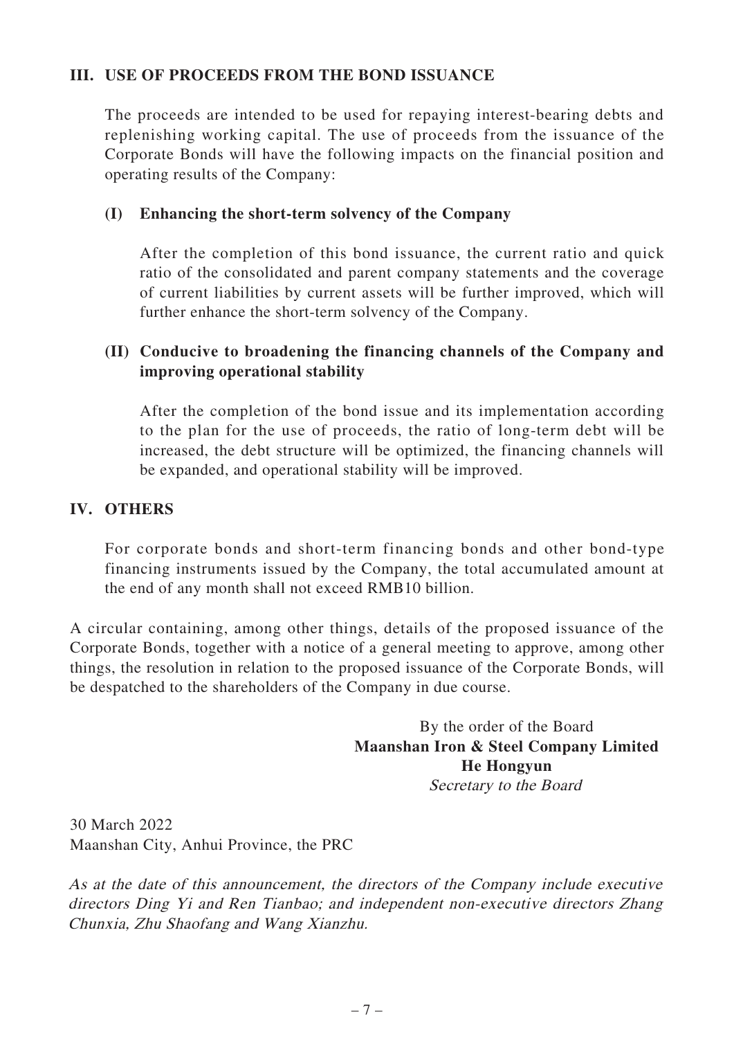## III. USE OF PROCEEDS FROM THE BOND ISSUANCE

The proceeds are intended to be used for repaying interest-bearing debts and replenishing working capital. The use of proceeds from the issuance of the Corporate Bonds will have the following impacts on the financial position and operating results of the Company:

### (I) Enhancing the short-term solvency of the Company

After the completion of this bond issuance, the current ratio and quick ratio of the consolidated and parent company statements and the coverage of current liabilities by current assets will be further improved, which will further enhance the short-term solvency of the Company.

### (II) Conducive to broadening the financing channels of the Company and improving operational stability

After the completion of the bond issue and its implementation according to the plan for the use of proceeds, the ratio of long-term debt will be increased, the debt structure will be optimized, the financing channels will be expanded, and operational stability will be improved.

## IV. OTHERS

For corporate bonds and short-term financing bonds and other bond-type financing instruments issued by the Company, the total accumulated amount at the end of any month shall not exceed RMB10 billion.

A circular containing, among other things, details of the proposed issuance of the Corporate Bonds, together with a notice of a general meeting to approve, among other things, the resolution in relation to the proposed issuance of the Corporate Bonds, will be despatched to the shareholders of the Company in due course.

By the order of the Board
**Maanshan Iron & Steel Company Limited**
**He Hongyun**
*Secretary to the Board*

30 March 2022
Maanshan City, Anhui Province, the PRC

*As at the date of this announcement, the directors of the Company include executive directors Ding Yi and Ren Tianbao; and independent non-executive directors Zhang Chunxia, Zhu Shaofang and Wang Xianzhu.*